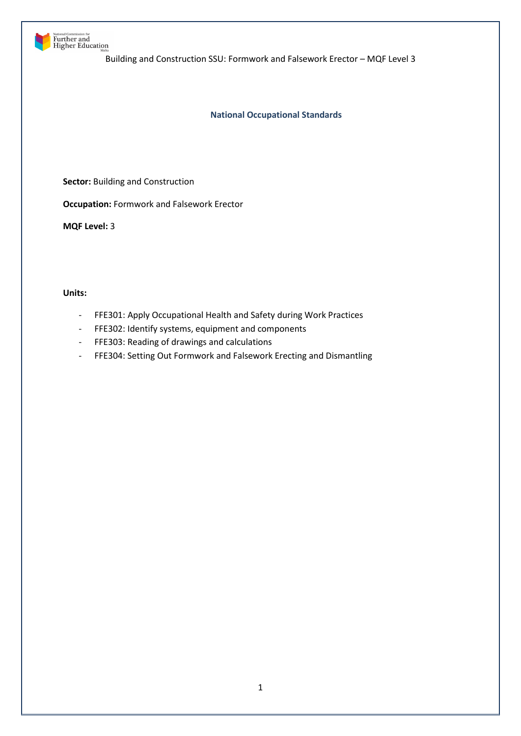# National Occupational Standards

**Sector:** Building and Construction

**Occupation:** Formwork and Falsework Erector

**MQF Level:** 3

**Units:**

- FFE301: Apply Occupational Health and Safety during Work Practices
- FFE302: Identify systems, equipment and components
- FFE303: Reading of drawings and calculations
- FFE304: Setting Out Formwork and Falsework Erecting and Dismantling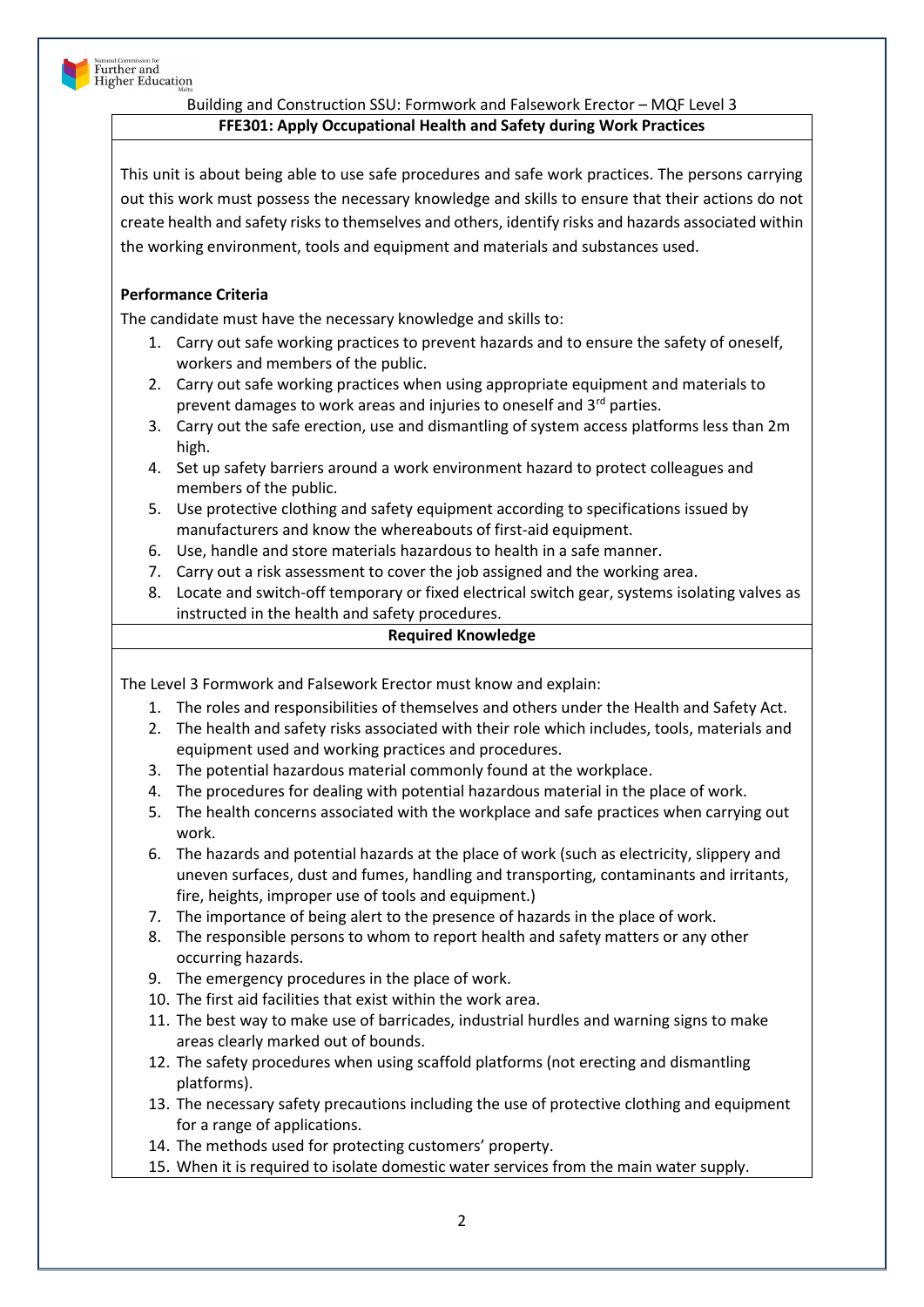Building and Construction SSU: Formwork and Falsework Erector – MQF Level 3

## FFE301: Apply Occupational Health and Safety during Work Practices

This unit is about being able to use safe procedures and safe work practices. The persons carrying out this work must possess the necessary knowledge and skills to ensure that their actions do not create health and safety risks to themselves and others, identify risks and hazards associated within the working environment, tools and equipment and materials and substances used.

**Performance Criteria**

The candidate must have the necessary knowledge and skills to:

1. Carry out safe working practices to prevent hazards and to ensure the safety of oneself, workers and members of the public.
2. Carry out safe working practices when using appropriate equipment and materials to prevent damages to work areas and injuries to oneself and 3rd parties.
3. Carry out the safe erection, use and dismantling of system access platforms less than 2m high.
4. Set up safety barriers around a work environment hazard to protect colleagues and members of the public.
5. Use protective clothing and safety equipment according to specifications issued by manufacturers and know the whereabouts of first-aid equipment.
6. Use, handle and store materials hazardous to health in a safe manner.
7. Carry out a risk assessment to cover the job assigned and the working area.
8. Locate and switch-off temporary or fixed electrical switch gear, systems isolating valves as instructed in the health and safety procedures.

**Required Knowledge**

The Level 3 Formwork and Falsework Erector must know and explain:

1. The roles and responsibilities of themselves and others under the Health and Safety Act.
2. The health and safety risks associated with their role which includes, tools, materials and equipment used and working practices and procedures.
3. The potential hazardous material commonly found at the workplace.
4. The procedures for dealing with potential hazardous material in the place of work.
5. The health concerns associated with the workplace and safe practices when carrying out work.
6. The hazards and potential hazards at the place of work (such as electricity, slippery and uneven surfaces, dust and fumes, handling and transporting, contaminants and irritants, fire, heights, improper use of tools and equipment.)
7. The importance of being alert to the presence of hazards in the place of work.
8. The responsible persons to whom to report health and safety matters or any other occurring hazards.
9. The emergency procedures in the place of work.
10. The first aid facilities that exist within the work area.
11. The best way to make use of barricades, industrial hurdles and warning signs to make areas clearly marked out of bounds.
12. The safety procedures when using scaffold platforms (not erecting and dismantling platforms).
13. The necessary safety precautions including the use of protective clothing and equipment for a range of applications.
14. The methods used for protecting customers' property.
15. When it is required to isolate domestic water services from the main water supply.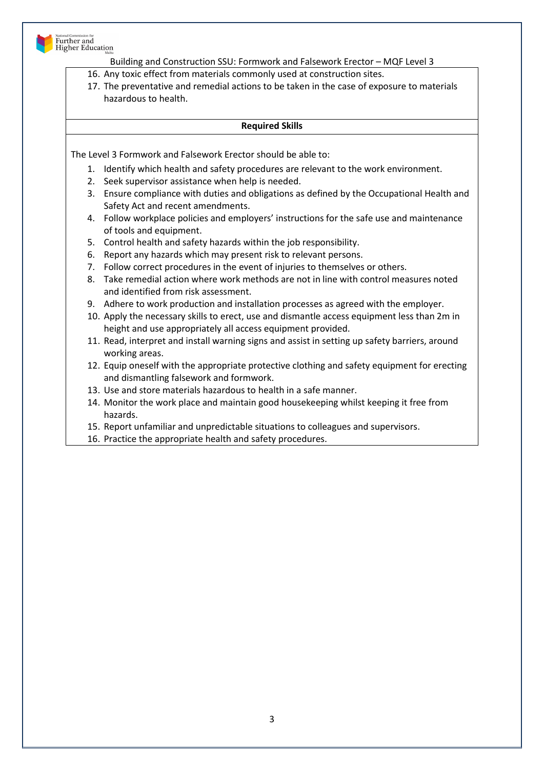16. Any toxic effect from materials commonly used at construction sites.
17. The preventative and remedial actions to be taken in the case of exposure to materials hazardous to health.

**Required Skills**

The Level 3 Formwork and Falsework Erector should be able to:

1. Identify which health and safety procedures are relevant to the work environment.
2. Seek supervisor assistance when help is needed.
3. Ensure compliance with duties and obligations as defined by the Occupational Health and Safety Act and recent amendments.
4. Follow workplace policies and employers' instructions for the safe use and maintenance of tools and equipment.
5. Control health and safety hazards within the job responsibility.
6. Report any hazards which may present risk to relevant persons.
7. Follow correct procedures in the event of injuries to themselves or others.
8. Take remedial action where work methods are not in line with control measures noted and identified from risk assessment.
9. Adhere to work production and installation processes as agreed with the employer.
10. Apply the necessary skills to erect, use and dismantle access equipment less than 2m in height and use appropriately all access equipment provided.
11. Read, interpret and install warning signs and assist in setting up safety barriers, around working areas.
12. Equip oneself with the appropriate protective clothing and safety equipment for erecting and dismantling falsework and formwork.
13. Use and store materials hazardous to health in a safe manner.
14. Monitor the work place and maintain good housekeeping whilst keeping it free from hazards.
15. Report unfamiliar and unpredictable situations to colleagues and supervisors.
16. Practice the appropriate health and safety procedures.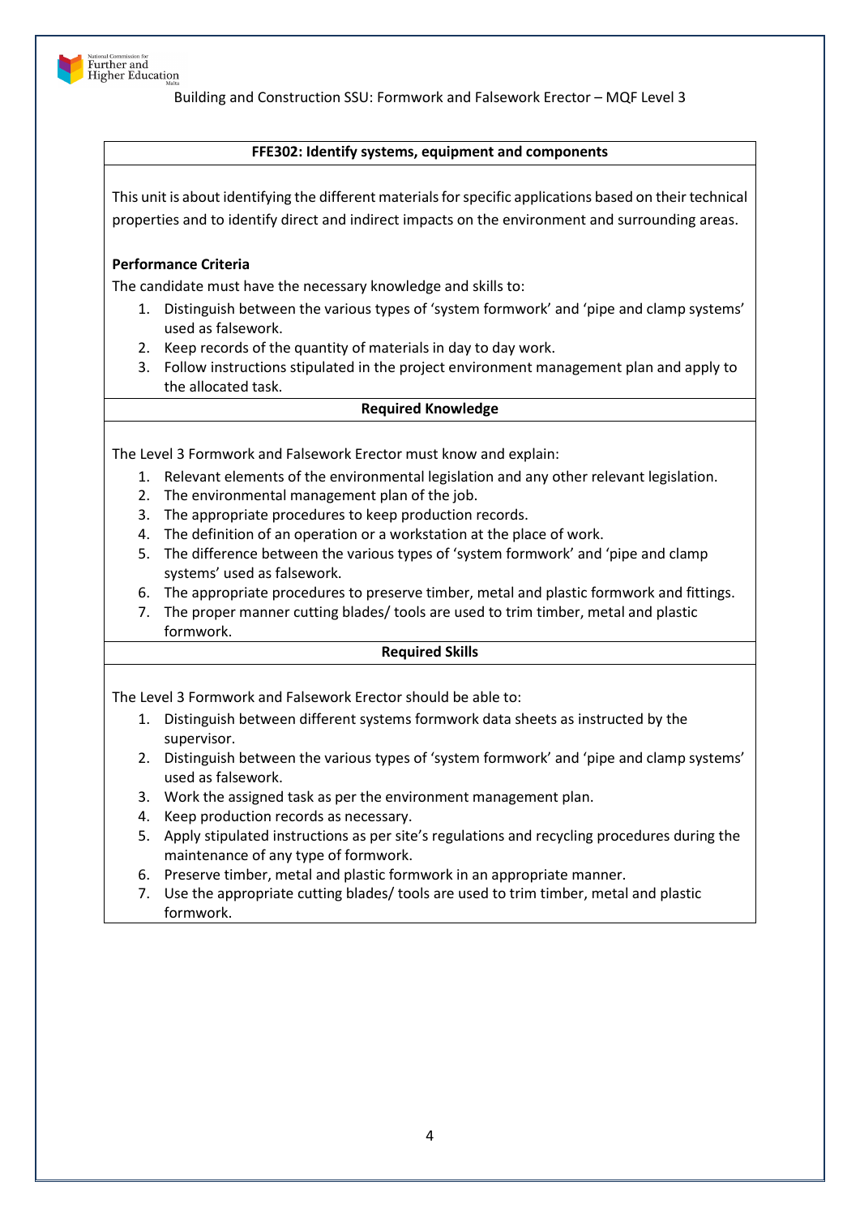## FFE302: Identify systems, equipment and components

This unit is about identifying the different materials for specific applications based on their technical properties and to identify direct and indirect impacts on the environment and surrounding areas.

**Performance Criteria**

The candidate must have the necessary knowledge and skills to:

1. Distinguish between the various types of 'system formwork' and 'pipe and clamp systems' used as falsework.
2. Keep records of the quantity of materials in day to day work.
3. Follow instructions stipulated in the project environment management plan and apply to the allocated task.

### Required Knowledge

The Level 3 Formwork and Falsework Erector must know and explain:

1. Relevant elements of the environmental legislation and any other relevant legislation.
2. The environmental management plan of the job.
3. The appropriate procedures to keep production records.
4. The definition of an operation or a workstation at the place of work.
5. The difference between the various types of 'system formwork' and 'pipe and clamp systems' used as falsework.
6. The appropriate procedures to preserve timber, metal and plastic formwork and fittings.
7. The proper manner cutting blades/ tools are used to trim timber, metal and plastic formwork.

### Required Skills

The Level 3 Formwork and Falsework Erector should be able to:

1. Distinguish between different systems formwork data sheets as instructed by the supervisor.
2. Distinguish between the various types of 'system formwork' and 'pipe and clamp systems' used as falsework.
3. Work the assigned task as per the environment management plan.
4. Keep production records as necessary.
5. Apply stipulated instructions as per site's regulations and recycling procedures during the maintenance of any type of formwork.
6. Preserve timber, metal and plastic formwork in an appropriate manner.
7. Use the appropriate cutting blades/ tools are used to trim timber, metal and plastic formwork.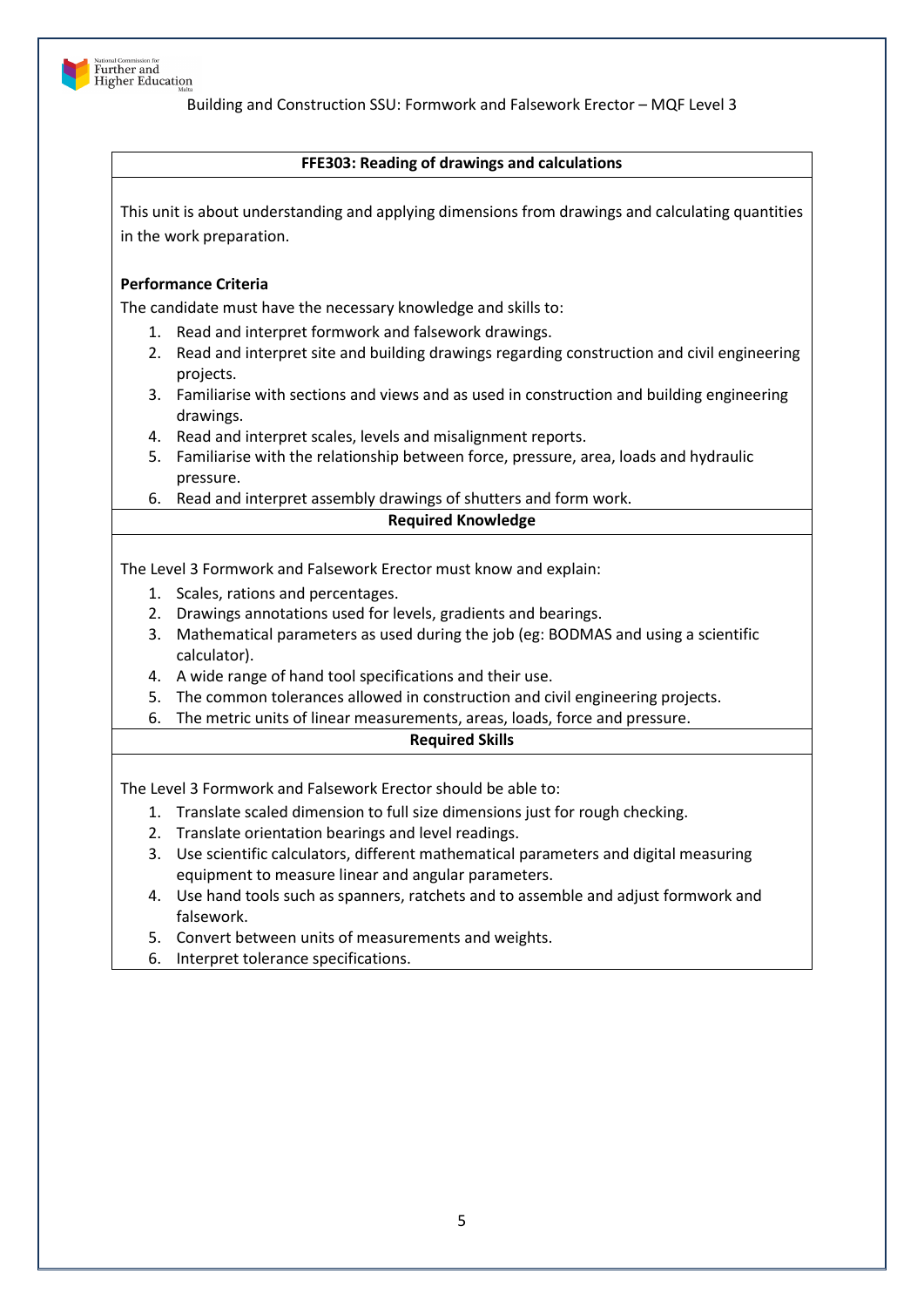## FFE303: Reading of drawings and calculations

This unit is about understanding and applying dimensions from drawings and calculating quantities in the work preparation.

**Performance Criteria**

The candidate must have the necessary knowledge and skills to:

1. Read and interpret formwork and falsework drawings.
2. Read and interpret site and building drawings regarding construction and civil engineering projects.
3. Familiarise with sections and views and as used in construction and building engineering drawings.
4. Read and interpret scales, levels and misalignment reports.
5. Familiarise with the relationship between force, pressure, area, loads and hydraulic pressure.
6. Read and interpret assembly drawings of shutters and form work.

**Required Knowledge**

The Level 3 Formwork and Falsework Erector must know and explain:

1. Scales, rations and percentages.
2. Drawings annotations used for levels, gradients and bearings.
3. Mathematical parameters as used during the job (eg: BODMAS and using a scientific calculator).
4. A wide range of hand tool specifications and their use.
5. The common tolerances allowed in construction and civil engineering projects.
6. The metric units of linear measurements, areas, loads, force and pressure.

**Required Skills**

The Level 3 Formwork and Falsework Erector should be able to:

1. Translate scaled dimension to full size dimensions just for rough checking.
2. Translate orientation bearings and level readings.
3. Use scientific calculators, different mathematical parameters and digital measuring equipment to measure linear and angular parameters.
4. Use hand tools such as spanners, ratchets and to assemble and adjust formwork and falsework.
5. Convert between units of measurements and weights.
6. Interpret tolerance specifications.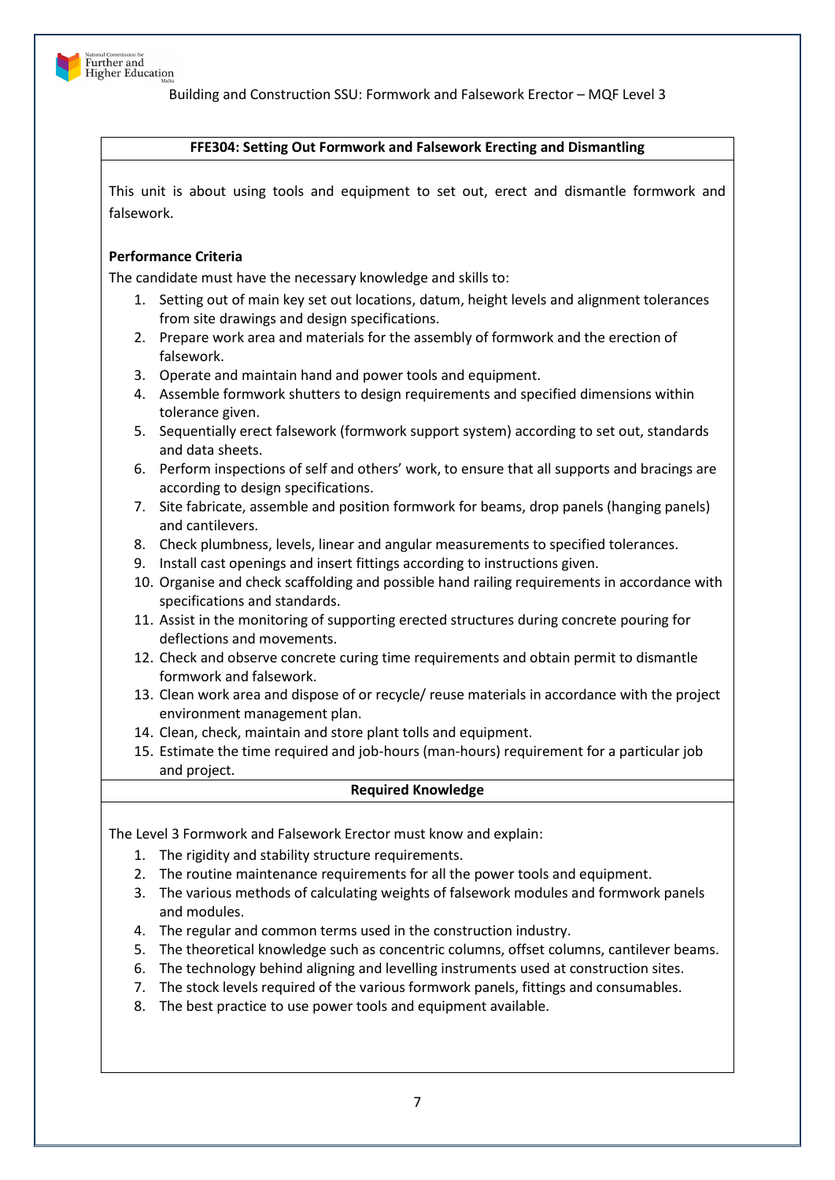## FFE304: Setting Out Formwork and Falsework Erecting and Dismantling

This unit is about using tools and equipment to set out, erect and dismantle formwork and falsework.

**Performance Criteria**

The candidate must have the necessary knowledge and skills to:

1. Setting out of main key set out locations, datum, height levels and alignment tolerances from site drawings and design specifications.
2. Prepare work area and materials for the assembly of formwork and the erection of falsework.
3. Operate and maintain hand and power tools and equipment.
4. Assemble formwork shutters to design requirements and specified dimensions within tolerance given.
5. Sequentially erect falsework (formwork support system) according to set out, standards and data sheets.
6. Perform inspections of self and others' work, to ensure that all supports and bracings are according to design specifications.
7. Site fabricate, assemble and position formwork for beams, drop panels (hanging panels) and cantilevers.
8. Check plumbness, levels, linear and angular measurements to specified tolerances.
9. Install cast openings and insert fittings according to instructions given.
10. Organise and check scaffolding and possible hand railing requirements in accordance with specifications and standards.
11. Assist in the monitoring of supporting erected structures during concrete pouring for deflections and movements.
12. Check and observe concrete curing time requirements and obtain permit to dismantle formwork and falsework.
13. Clean work area and dispose of or recycle/ reuse materials in accordance with the project environment management plan.
14. Clean, check, maintain and store plant tolls and equipment.
15. Estimate the time required and job-hours (man-hours) requirement for a particular job and project.

**Required Knowledge**

The Level 3 Formwork and Falsework Erector must know and explain:

1. The rigidity and stability structure requirements.
2. The routine maintenance requirements for all the power tools and equipment.
3. The various methods of calculating weights of falsework modules and formwork panels and modules.
4. The regular and common terms used in the construction industry.
5. The theoretical knowledge such as concentric columns, offset columns, cantilever beams.
6. The technology behind aligning and levelling instruments used at construction sites.
7. The stock levels required of the various formwork panels, fittings and consumables.
8. The best practice to use power tools and equipment available.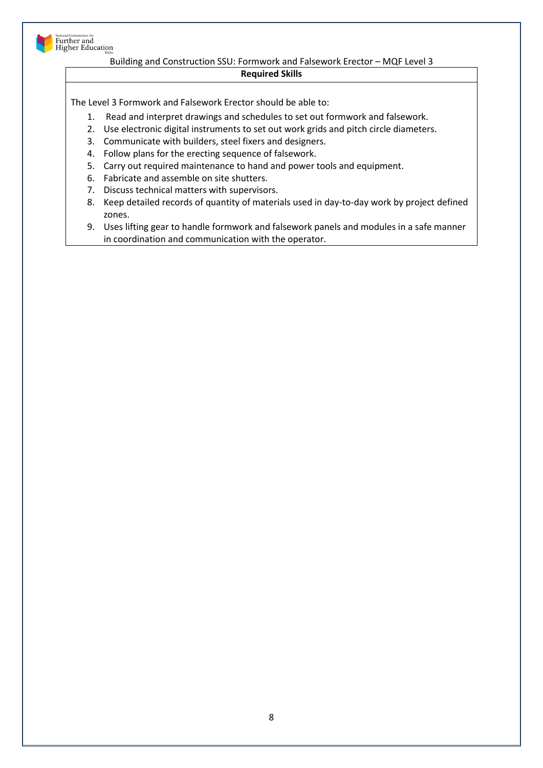**Required Skills**

The Level 3 Formwork and Falsework Erector should be able to:

1. Read and interpret drawings and schedules to set out formwork and falsework.
2. Use electronic digital instruments to set out work grids and pitch circle diameters.
3. Communicate with builders, steel fixers and designers.
4. Follow plans for the erecting sequence of falsework.
5. Carry out required maintenance to hand and power tools and equipment.
6. Fabricate and assemble on site shutters.
7. Discuss technical matters with supervisors.
8. Keep detailed records of quantity of materials used in day-to-day work by project defined zones.
9. Uses lifting gear to handle formwork and falsework panels and modules in a safe manner in coordination and communication with the operator.